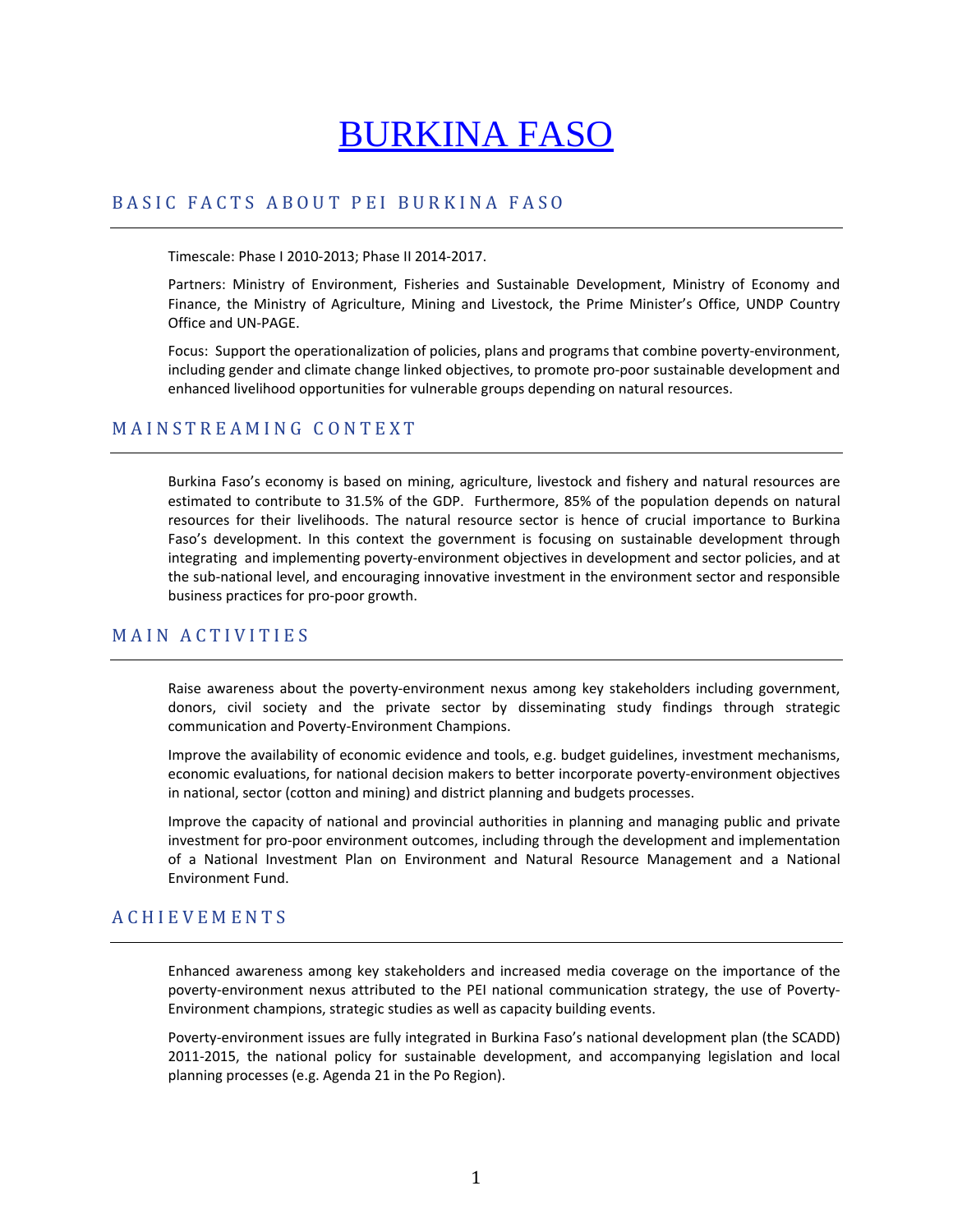# BURKINA FASO

## BASIC FACTS ABOUT PEI BURKINA FASO

Timescale: Phase I 2010-2013; Phase II 2014-2017.

Partners: Ministry of Environment, Fisheries and Sustainable Development, Ministry of Economy and Finance, the Ministry of Agriculture, Mining and Livestock, the Prime Minister's Office, UNDP Country Office and UN-PAGE.

Focus: Support the operationalization of policies, plans and programs that combine poverty-environment, including gender and climate change linked objectives, to promote pro-poor sustainable development and enhanced livelihood opportunities for vulnerable groups depending on natural resources.

## MAINSTREAMING CONTEXT

Burkina Faso's economy is based on mining, agriculture, livestock and fishery and natural resources are estimated to contribute to 31.5% of the GDP. Furthermore, 85% of the population depends on natural resources for their livelihoods. The natural resource sector is hence of crucial importance to Burkina Faso's development. In this context the government is focusing on sustainable development through integrating and implementing poverty-environment objectives in development and sector policies, and at the sub-national level, and encouraging innovative investment in the environment sector and responsible business practices for pro-poor growth.

## MAIN ACTIVITIES

Raise awareness about the poverty-environment nexus among key stakeholders including government, donors, civil society and the private sector by disseminating study findings through strategic communication and Poverty-Environment Champions.

Improve the availability of economic evidence and tools, e.g. budget guidelines, investment mechanisms, economic evaluations, for national decision makers to better incorporate poverty-environment objectives in national, sector (cotton and mining) and district planning and budgets processes.

Improve the capacity of national and provincial authorities in planning and managing public and private investment for pro-poor environment outcomes, including through the development and implementation of a National Investment Plan on Environment and Natural Resource Management and a National Environment Fund.

## ACHIEVEMENTS

Enhanced awareness among key stakeholders and increased media coverage on the importance of the poverty-environment nexus attributed to the PEI national communication strategy, the use of Poverty-Environment champions, strategic studies as well as capacity building events.

Poverty-environment issues are fully integrated in Burkina Faso's national development plan (the SCADD) 2011-2015, the national policy for sustainable development, and accompanying legislation and local planning processes (e.g. Agenda 21 in the Po Region).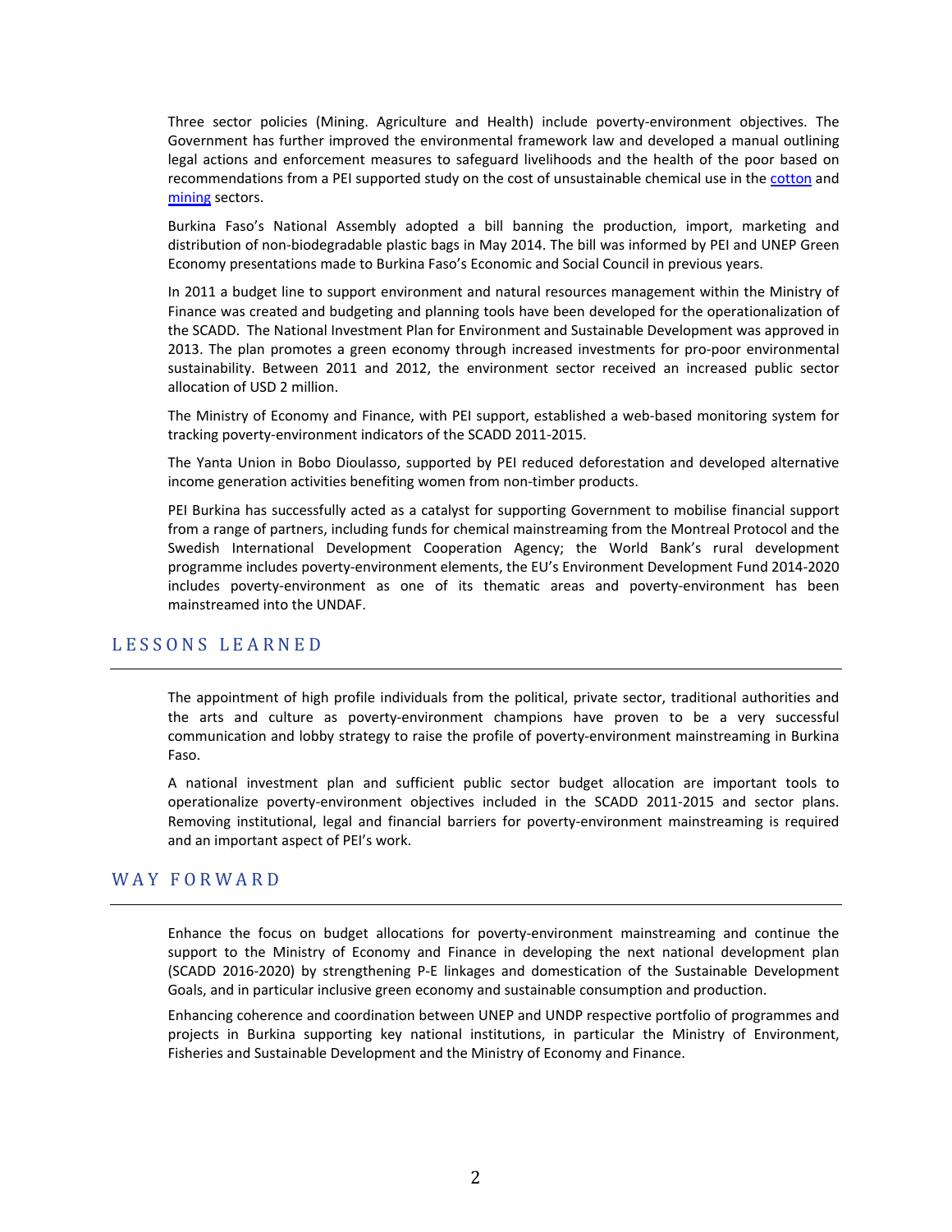Three sector policies (Mining. Agriculture and Health) include poverty-environment objectives. The Government has further improved the environmental framework law and developed a manual outlining legal actions and enforcement measures to safeguard livelihoods and the health of the poor based on recommendations from a PEI supported study on the cost of unsustainable chemical use in the cotton and mining sectors.

Burkina Faso's National Assembly adopted a bill banning the production, import, marketing and distribution of non-biodegradable plastic bags in May 2014. The bill was informed by PEI and UNEP Green Economy presentations made to Burkina Faso's Economic and Social Council in previous years.

In 2011 a budget line to support environment and natural resources management within the Ministry of Finance was created and budgeting and planning tools have been developed for the operationalization of the SCADD. The National Investment Plan for Environment and Sustainable Development was approved in 2013. The plan promotes a green economy through increased investments for pro-poor environmental sustainability. Between 2011 and 2012, the environment sector received an increased public sector allocation of USD 2 million.

The Ministry of Economy and Finance, with PEI support, established a web-based monitoring system for tracking poverty-environment indicators of the SCADD 2011-2015.

The Yanta Union in Bobo Dioulasso, supported by PEI reduced deforestation and developed alternative income generation activities benefiting women from non-timber products.

PEI Burkina has successfully acted as a catalyst for supporting Government to mobilise financial support from a range of partners, including funds for chemical mainstreaming from the Montreal Protocol and the Swedish International Development Cooperation Agency; the World Bank's rural development programme includes poverty-environment elements, the EU's Environment Development Fund 2014-2020 includes poverty-environment as one of its thematic areas and poverty-environment has been mainstreamed into the UNDAF.

## LESSONS LEARNED

The appointment of high profile individuals from the political, private sector, traditional authorities and the arts and culture as poverty-environment champions have proven to be a very successful communication and lobby strategy to raise the profile of poverty-environment mainstreaming in Burkina Faso.

A national investment plan and sufficient public sector budget allocation are important tools to operationalize poverty-environment objectives included in the SCADD 2011-2015 and sector plans. Removing institutional, legal and financial barriers for poverty-environment mainstreaming is required and an important aspect of PEI's work.

## WAY FORWARD

Enhance the focus on budget allocations for poverty-environment mainstreaming and continue the support to the Ministry of Economy and Finance in developing the next national development plan (SCADD 2016-2020) by strengthening P-E linkages and domestication of the Sustainable Development Goals, and in particular inclusive green economy and sustainable consumption and production.

Enhancing coherence and coordination between UNEP and UNDP respective portfolio of programmes and projects in Burkina supporting key national institutions, in particular the Ministry of Environment, Fisheries and Sustainable Development and the Ministry of Economy and Finance.